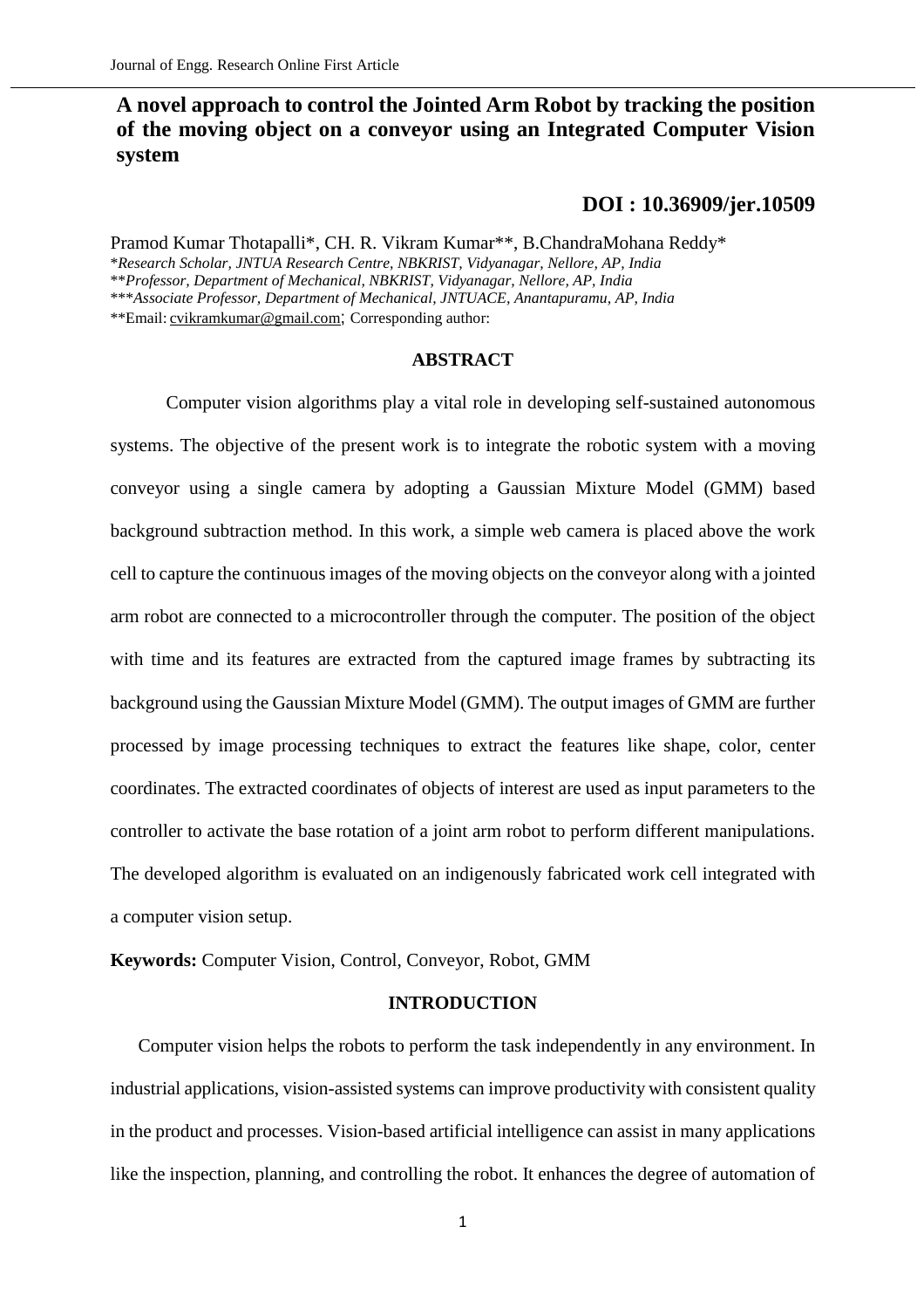# A novel approach to control the Jointed Arm Robot by tracking the position of the moving object on a conveyor using an Integrated Computer Vision system

## DOI : 10.36909/jer.10509

Pramod Kumar Thotapalli*, CH. R. Vikram Kumar**, B.ChandraMohana Reddy*

**Research Scholar, JNTUA Research Centre, NBKRIST, Vidyanagar, Nellore, AP, India*

***Professor, Department of Mechanical, NBKRIST, Vidyanagar, Nellore, AP, India*

****Associate Professor, Department of Mechanical, JNTUACE, Anantapuramu, AP, India*

**Email: cvikramkumar@gmail.com; Corresponding author:

## ABSTRACT

Computer vision algorithms play a vital role in developing self-sustained autonomous systems. The objective of the present work is to integrate the robotic system with a moving conveyor using a single camera by adopting a Gaussian Mixture Model (GMM) based background subtraction method. In this work, a simple web camera is placed above the work cell to capture the continuous images of the moving objects on the conveyor along with a jointed arm robot are connected to a microcontroller through the computer. The position of the object with time and its features are extracted from the captured image frames by subtracting its background using the Gaussian Mixture Model (GMM). The output images of GMM are further processed by image processing techniques to extract the features like shape, color, center coordinates. The extracted coordinates of objects of interest are used as input parameters to the controller to activate the base rotation of a joint arm robot to perform different manipulations. The developed algorithm is evaluated on an indigenously fabricated work cell integrated with a computer vision setup.

**Keywords:** Computer Vision, Control, Conveyor, Robot, GMM

## INTRODUCTION

Computer vision helps the robots to perform the task independently in any environment. In industrial applications, vision-assisted systems can improve productivity with consistent quality in the product and processes. Vision-based artificial intelligence can assist in many applications like the inspection, planning, and controlling the robot. It enhances the degree of automation of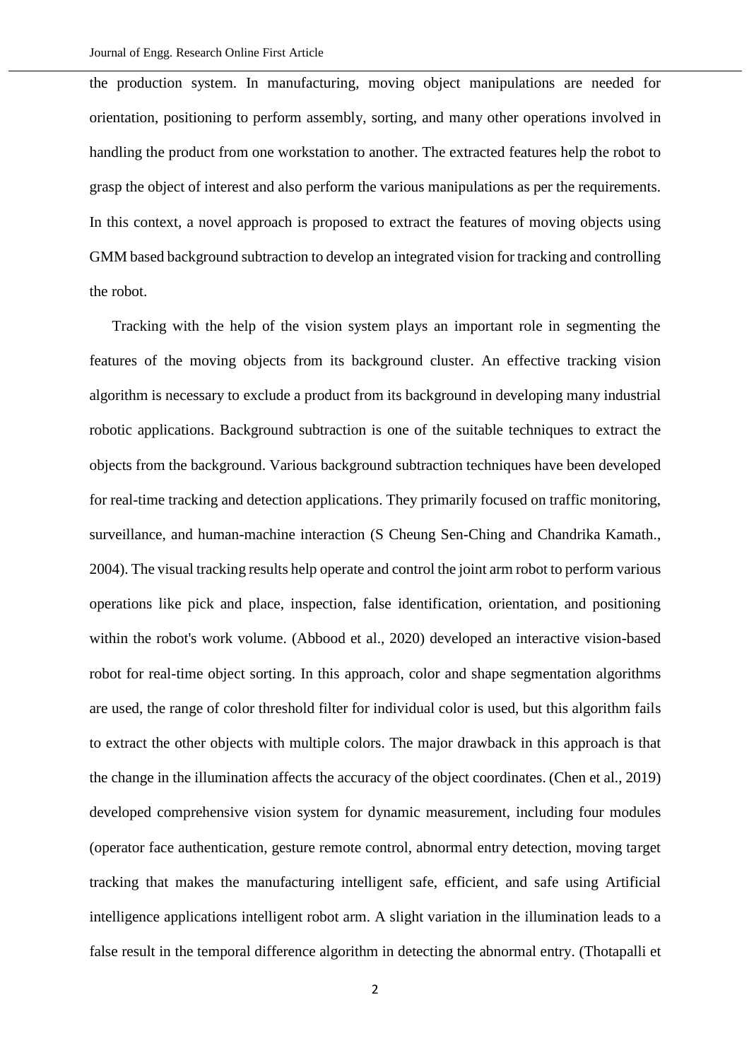the production system. In manufacturing, moving object manipulations are needed for orientation, positioning to perform assembly, sorting, and many other operations involved in handling the product from one workstation to another. The extracted features help the robot to grasp the object of interest and also perform the various manipulations as per the requirements. In this context, a novel approach is proposed to extract the features of moving objects using GMM based background subtraction to develop an integrated vision for tracking and controlling the robot.

Tracking with the help of the vision system plays an important role in segmenting the features of the moving objects from its background cluster. An effective tracking vision algorithm is necessary to exclude a product from its background in developing many industrial robotic applications. Background subtraction is one of the suitable techniques to extract the objects from the background. Various background subtraction techniques have been developed for real-time tracking and detection applications. They primarily focused on traffic monitoring, surveillance, and human-machine interaction (S Cheung Sen-Ching and Chandrika Kamath., 2004). The visual tracking results help operate and control the joint arm robot to perform various operations like pick and place, inspection, false identification, orientation, and positioning within the robot's work volume. (Abbood et al., 2020) developed an interactive vision-based robot for real-time object sorting. In this approach, color and shape segmentation algorithms are used, the range of color threshold filter for individual color is used, but this algorithm fails to extract the other objects with multiple colors. The major drawback in this approach is that the change in the illumination affects the accuracy of the object coordinates. (Chen et al., 2019) developed comprehensive vision system for dynamic measurement, including four modules (operator face authentication, gesture remote control, abnormal entry detection, moving target tracking that makes the manufacturing intelligent safe, efficient, and safe using Artificial intelligence applications intelligent robot arm. A slight variation in the illumination leads to a false result in the temporal difference algorithm in detecting the abnormal entry. (Thotapalli et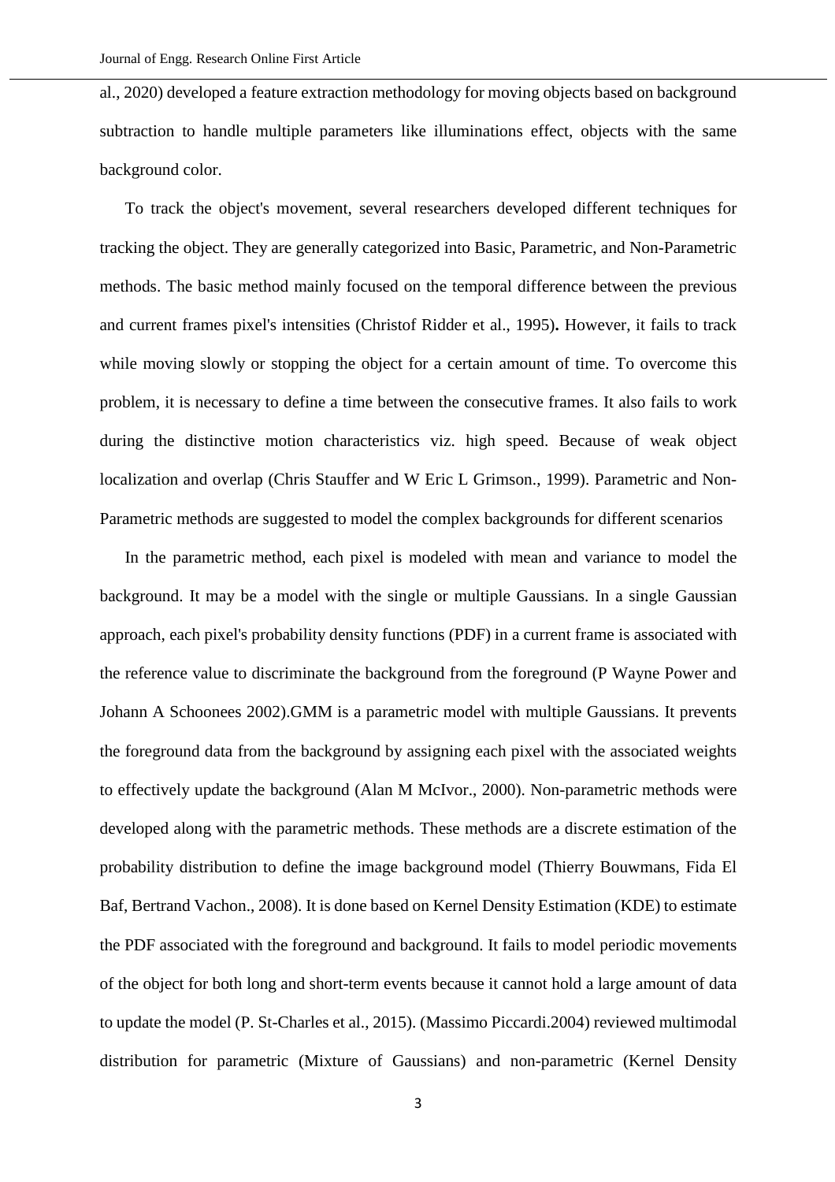al., 2020) developed a feature extraction methodology for moving objects based on background subtraction to handle multiple parameters like illuminations effect, objects with the same background color.

To track the object's movement, several researchers developed different techniques for tracking the object. They are generally categorized into Basic, Parametric, and Non-Parametric methods. The basic method mainly focused on the temporal difference between the previous and current frames pixel's intensities (Christof Ridder et al., 1995)**.** However, it fails to track while moving slowly or stopping the object for a certain amount of time. To overcome this problem, it is necessary to define a time between the consecutive frames. It also fails to work during the distinctive motion characteristics viz. high speed. Because of weak object localization and overlap (Chris Stauffer and W Eric L Grimson., 1999). Parametric and Non-Parametric methods are suggested to model the complex backgrounds for different scenarios

In the parametric method, each pixel is modeled with mean and variance to model the background. It may be a model with the single or multiple Gaussians. In a single Gaussian approach, each pixel's probability density functions (PDF) in a current frame is associated with the reference value to discriminate the background from the foreground (P Wayne Power and Johann A Schoonees 2002).GMM is a parametric model with multiple Gaussians. It prevents the foreground data from the background by assigning each pixel with the associated weights to effectively update the background (Alan M McIvor., 2000). Non-parametric methods were developed along with the parametric methods. These methods are a discrete estimation of the probability distribution to define the image background model (Thierry Bouwmans, Fida El Baf, Bertrand Vachon., 2008). It is done based on Kernel Density Estimation (KDE) to estimate the PDF associated with the foreground and background. It fails to model periodic movements of the object for both long and short-term events because it cannot hold a large amount of data to update the model (P. St-Charles et al., 2015). (Massimo Piccardi.2004) reviewed multimodal distribution for parametric (Mixture of Gaussians) and non-parametric (Kernel Density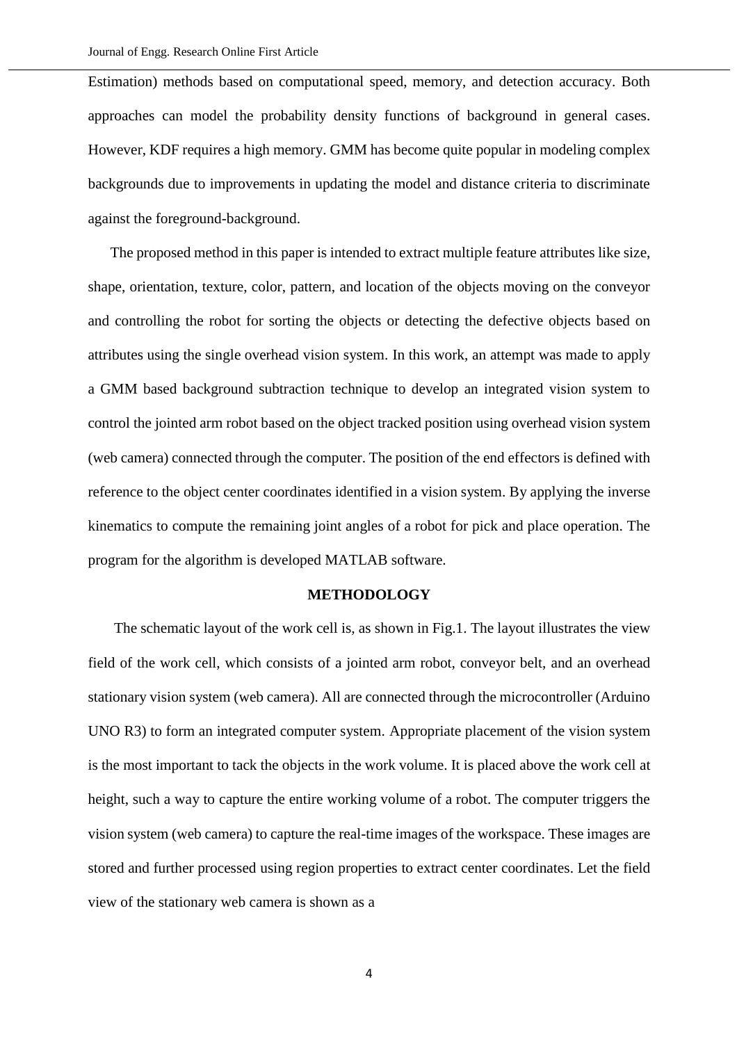Estimation) methods based on computational speed, memory, and detection accuracy. Both approaches can model the probability density functions of background in general cases. However, KDF requires a high memory. GMM has become quite popular in modeling complex backgrounds due to improvements in updating the model and distance criteria to discriminate against the foreground-background.

The proposed method in this paper is intended to extract multiple feature attributes like size, shape, orientation, texture, color, pattern, and location of the objects moving on the conveyor and controlling the robot for sorting the objects or detecting the defective objects based on attributes using the single overhead vision system. In this work, an attempt was made to apply a GMM based background subtraction technique to develop an integrated vision system to control the jointed arm robot based on the object tracked position using overhead vision system (web camera) connected through the computer. The position of the end effectors is defined with reference to the object center coordinates identified in a vision system. By applying the inverse kinematics to compute the remaining joint angles of a robot for pick and place operation. The program for the algorithm is developed MATLAB software.

## METHODOLOGY

The schematic layout of the work cell is, as shown in Fig.1. The layout illustrates the view field of the work cell, which consists of a jointed arm robot, conveyor belt, and an overhead stationary vision system (web camera). All are connected through the microcontroller (Arduino UNO R3) to form an integrated computer system. Appropriate placement of the vision system is the most important to tack the objects in the work volume. It is placed above the work cell at height, such a way to capture the entire working volume of a robot. The computer triggers the vision system (web camera) to capture the real-time images of the workspace. These images are stored and further processed using region properties to extract center coordinates. Let the field view of the stationary web camera is shown as a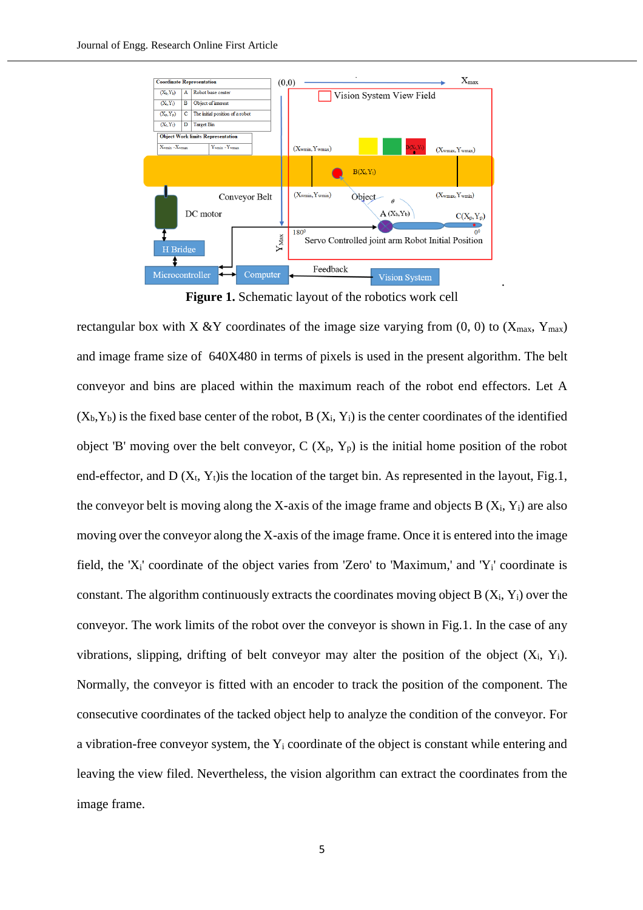**Figure 1.** Schematic layout of the robotics work cell

rectangular box with X &Y coordinates of the image size varying from (0, 0) to ($X_{max}$, $Y_{max}$) and image frame size of 640X480 in terms of pixels is used in the present algorithm. The belt conveyor and bins are placed within the maximum reach of the robot end effectors. Let A ($X_b$,$Y_b$) is the fixed base center of the robot, B ($X_i$, $Y_i$) is the center coordinates of the identified object 'B' moving over the belt conveyor, C ($X_p$, $Y_p$) is the initial home position of the robot end-effector, and D ($X_t$, $Y_t$)is the location of the target bin. As represented in the layout, Fig.1, the conveyor belt is moving along the X-axis of the image frame and objects B ($X_i$, $Y_i$) are also moving over the conveyor along the X-axis of the image frame. Once it is entered into the image field, the '$X_i$' coordinate of the object varies from 'Zero' to 'Maximum,' and '$Y_i$' coordinate is constant. The algorithm continuously extracts the coordinates moving object B ($X_i$, $Y_i$) over the conveyor. The work limits of the robot over the conveyor is shown in Fig.1. In the case of any vibrations, slipping, drifting of belt conveyor may alter the position of the object ($X_i$, $Y_i$). Normally, the conveyor is fitted with an encoder to track the position of the component. The consecutive coordinates of the tacked object help to analyze the condition of the conveyor. For a vibration-free conveyor system, the $Y_i$ coordinate of the object is constant while entering and leaving the view filed. Nevertheless, the vision algorithm can extract the coordinates from the image frame.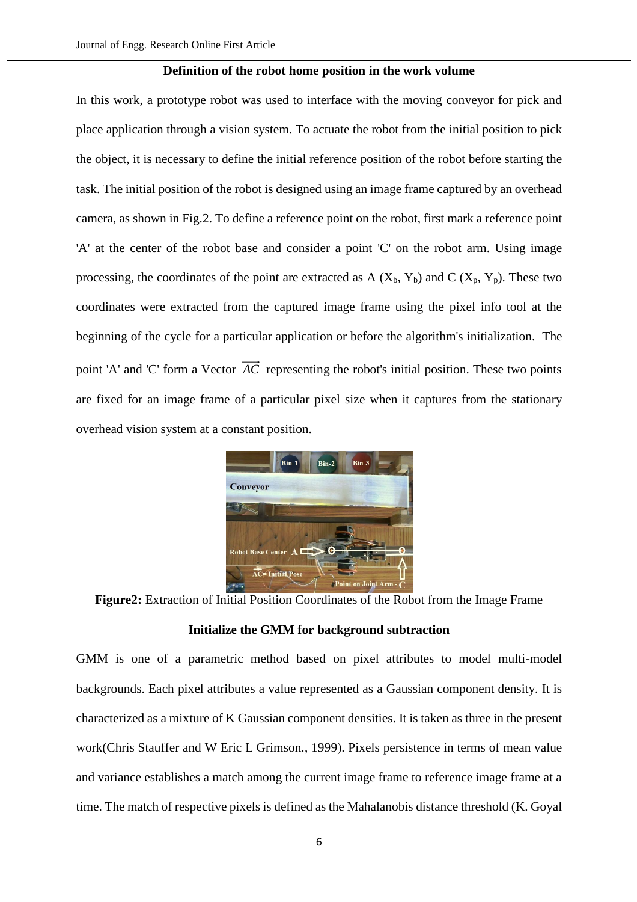**Definition of the robot home position in the work volume**

In this work, a prototype robot was used to interface with the moving conveyor for pick and place application through a vision system. To actuate the robot from the initial position to pick the object, it is necessary to define the initial reference position of the robot before starting the task. The initial position of the robot is designed using an image frame captured by an overhead camera, as shown in Fig.2. To define a reference point on the robot, first mark a reference point 'A' at the center of the robot base and consider a point 'C' on the robot arm. Using image processing, the coordinates of the point are extracted as A ($X_b$, $Y_b$) and C ($X_p$, $Y_p$). These two coordinates were extracted from the captured image frame using the pixel info tool at the beginning of the cycle for a particular application or before the algorithm's initialization. The point 'A' and 'C' form a Vector $\overrightarrow{AC}$ representing the robot's initial position. These two points are fixed for an image frame of a particular pixel size when it captures from the stationary overhead vision system at a constant position.

**Figure2:** Extraction of Initial Position Coordinates of the Robot from the Image Frame

**Initialize the GMM for background subtraction**

GMM is one of a parametric method based on pixel attributes to model multi-model backgrounds. Each pixel attributes a value represented as a Gaussian component density. It is characterized as a mixture of K Gaussian component densities. It is taken as three in the present work(Chris Stauffer and W Eric L Grimson., 1999). Pixels persistence in terms of mean value and variance establishes a match among the current image frame to reference image frame at a time. The match of respective pixels is defined as the Mahalanobis distance threshold (K. Goyal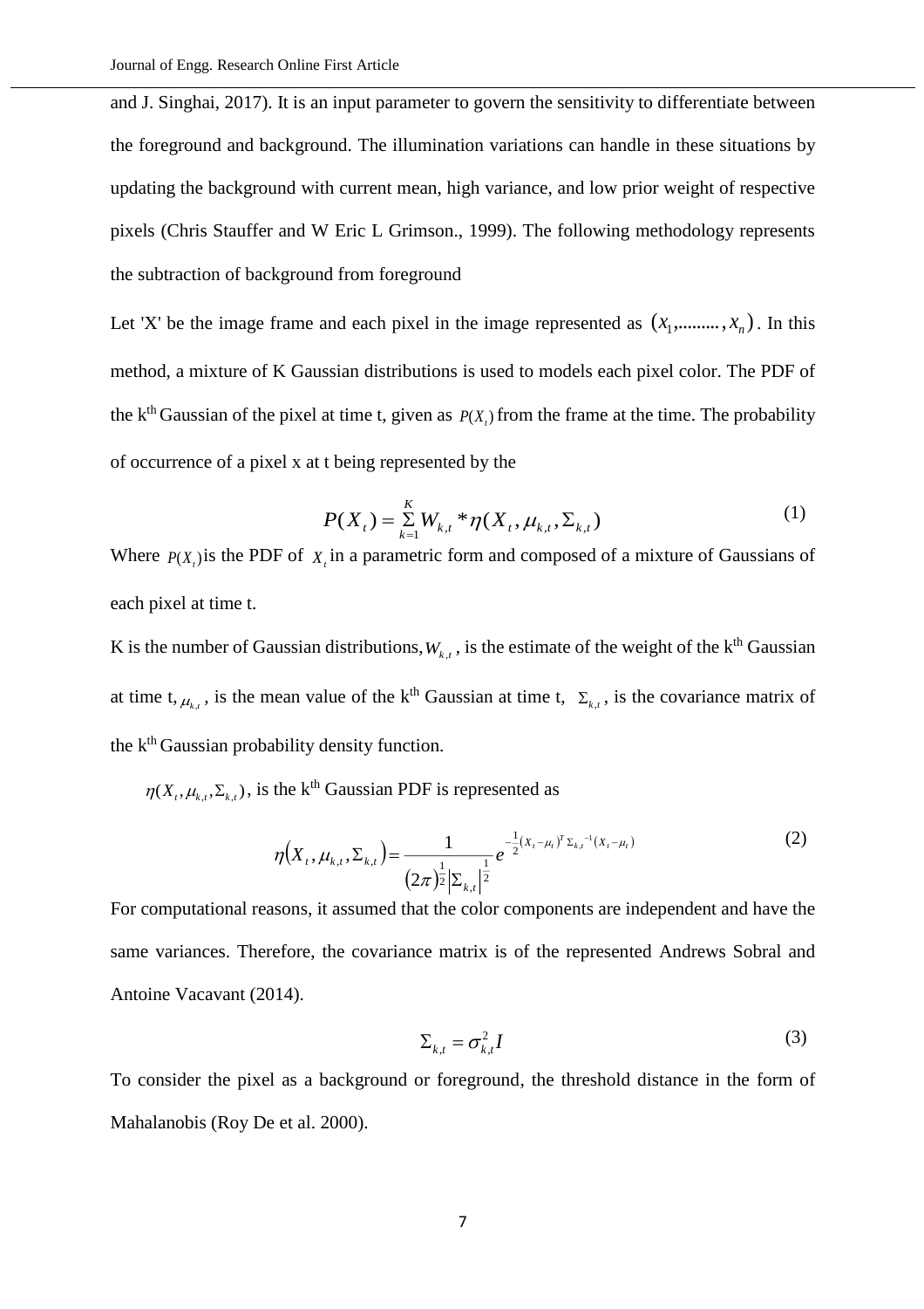and J. Singhai, 2017). It is an input parameter to govern the sensitivity to differentiate between the foreground and background. The illumination variations can handle in these situations by updating the background with current mean, high variance, and low prior weight of respective pixels (Chris Stauffer and W Eric L Grimson., 1999). The following methodology represents the subtraction of background from foreground

Let 'X' be the image frame and each pixel in the image represented as $(x_1, \ldots\ldots\ldots, x_n)$. In this method, a mixture of K Gaussian distributions is used to models each pixel color. The PDF of the k$^{th}$ Gaussian of the pixel at time t, given as $P(X_t)$ from the frame at the time. The probability of occurrence of a pixel x at t being represented by the

$$P(X_t) = \sum_{k=1}^{K} W_{k,t} * \eta(X_t, \mu_{k,t}, \Sigma_{k,t}) \tag{1}$$

Where $P(X_t)$ is the PDF of $X_t$ in a parametric form and composed of a mixture of Gaussians of each pixel at time t.

K is the number of Gaussian distributions, $W_{k,t}$, is the estimate of the weight of the k$^{th}$ Gaussian at time t, $\mu_{k,t}$, is the mean value of the k$^{th}$ Gaussian at time t, $\Sigma_{k,t}$, is the covariance matrix of the k$^{th}$ Gaussian probability density function.

$\eta(X_t, \mu_{k,t}, \Sigma_{k,t})$, is the k$^{th}$ Gaussian PDF is represented as

$$\eta(X_t, \mu_{k,t}, \Sigma_{k,t}) = \frac{1}{(2\pi)^{\frac{1}{2}} \left|\Sigma_{k,t}\right|^{\frac{1}{2}}} e^{-\frac{1}{2}(X_t - \mu_t)^T \Sigma_{k,t}^{-1} (X_t - \mu_t)} \tag{2}$$

For computational reasons, it assumed that the color components are independent and have the same variances. Therefore, the covariance matrix is of the represented Andrews Sobral and Antoine Vacavant (2014).

$$\Sigma_{k,t} = \sigma_{k,t}^2 I \tag{3}$$

To consider the pixel as a background or foreground, the threshold distance in the form of Mahalanobis (Roy De et al. 2000).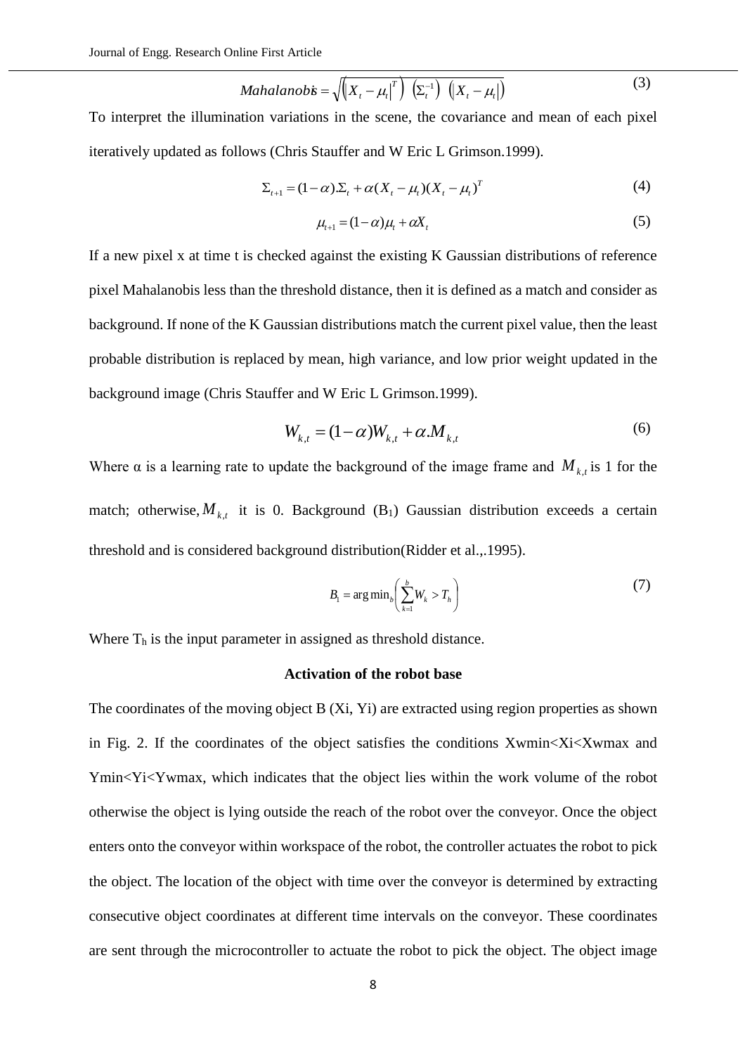$$Mahalanobis = \sqrt{\left(\left|X_t - \mu_t\right|^T\right) \left(\Sigma_t^{-1}\right) \left(\left|X_t - \mu_t\right|\right)} \tag{3}$$

To interpret the illumination variations in the scene, the covariance and mean of each pixel iteratively updated as follows (Chris Stauffer and W Eric L Grimson.1999).

$$\Sigma_{t+1} = (1-\alpha).\Sigma_t + \alpha(X_t - \mu_t)(X_t - \mu_t)^T \tag{4}$$

$$\mu_{t+1} = (1-\alpha)\mu_t + \alpha X_t \tag{5}$$

If a new pixel x at time t is checked against the existing K Gaussian distributions of reference pixel Mahalanobis less than the threshold distance, then it is defined as a match and consider as background. If none of the K Gaussian distributions match the current pixel value, then the least probable distribution is replaced by mean, high variance, and low prior weight updated in the background image (Chris Stauffer and W Eric L Grimson.1999).

$$W_{k,t} = (1-\alpha)W_{k,t} + \alpha.M_{k,t} \tag{6}$$

Where α is a learning rate to update the background of the image frame and $M_{k,t}$ is 1 for the match; otherwise, $M_{k,t}$ it is 0. Background ($B_1$) Gaussian distribution exceeds a certain threshold and is considered background distribution(Ridder et al.,.1995).

$$B_1 = \arg\min_b \left( \sum_{k=1}^{b} W_k > T_h \right) \tag{7}$$

Where $T_h$ is the input parameter in assigned as threshold distance.

### Activation of the robot base

The coordinates of the moving object B (Xi, Yi) are extracted using region properties as shown in Fig. 2. If the coordinates of the object satisfies the conditions Xwmin<Xi<Xwmax and Ymin<Yi<Ywmax, which indicates that the object lies within the work volume of the robot otherwise the object is lying outside the reach of the robot over the conveyor. Once the object enters onto the conveyor within workspace of the robot, the controller actuates the robot to pick the object. The location of the object with time over the conveyor is determined by extracting consecutive object coordinates at different time intervals on the conveyor. These coordinates are sent through the microcontroller to actuate the robot to pick the object. The object image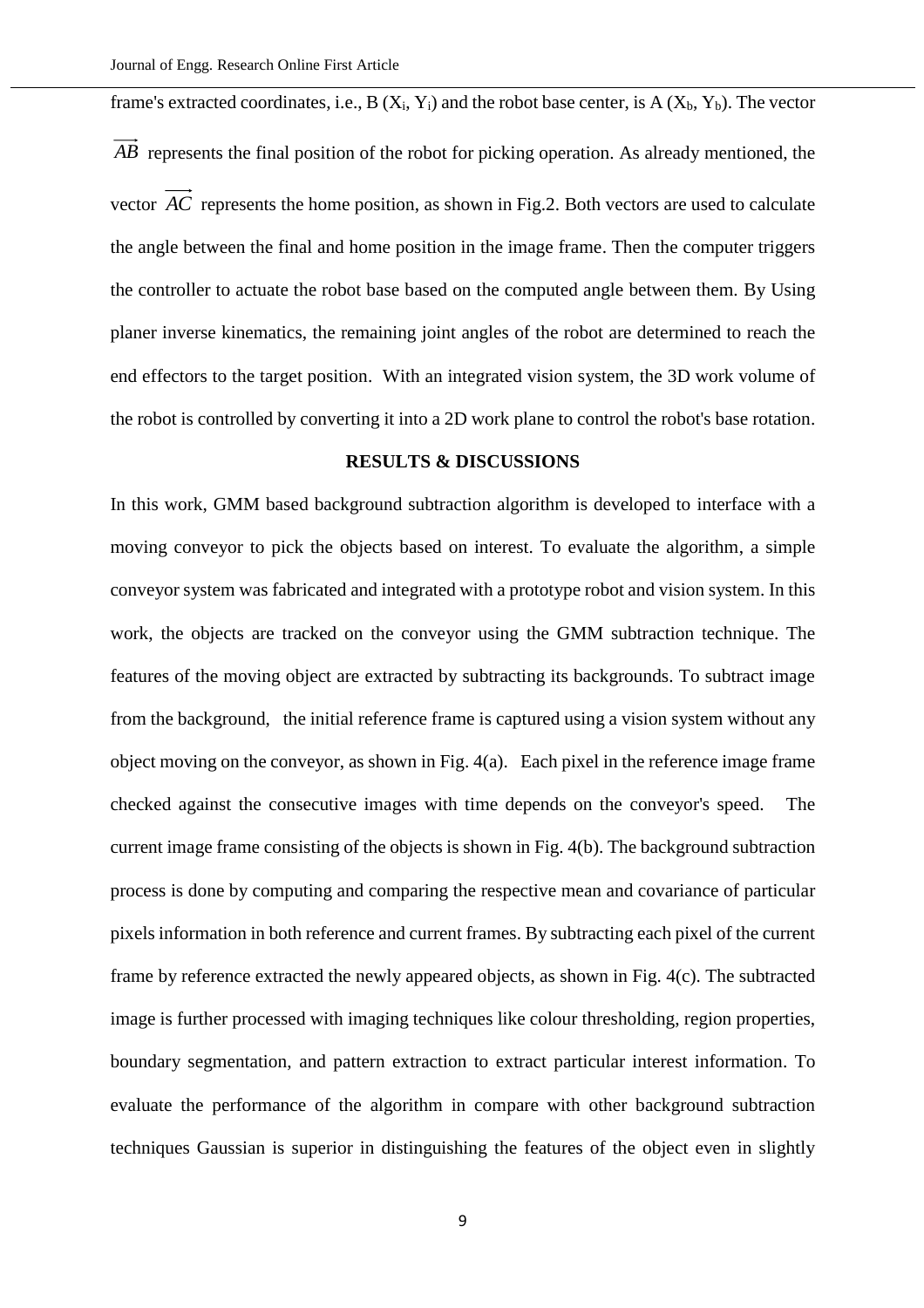frame's extracted coordinates, i.e., B ($X_i$, $Y_i$) and the robot base center, is A ($X_b$, $Y_b$). The vector $\overrightarrow{AB}$ represents the final position of the robot for picking operation. As already mentioned, the vector $\overrightarrow{AC}$ represents the home position, as shown in Fig.2. Both vectors are used to calculate the angle between the final and home position in the image frame. Then the computer triggers the controller to actuate the robot base based on the computed angle between them. By Using planer inverse kinematics, the remaining joint angles of the robot are determined to reach the end effectors to the target position. With an integrated vision system, the 3D work volume of the robot is controlled by converting it into a 2D work plane to control the robot's base rotation.

## RESULTS & DISCUSSIONS

In this work, GMM based background subtraction algorithm is developed to interface with a moving conveyor to pick the objects based on interest. To evaluate the algorithm, a simple conveyor system was fabricated and integrated with a prototype robot and vision system. In this work, the objects are tracked on the conveyor using the GMM subtraction technique. The features of the moving object are extracted by subtracting its backgrounds. To subtract image from the background, the initial reference frame is captured using a vision system without any object moving on the conveyor, as shown in Fig. 4(a). Each pixel in the reference image frame checked against the consecutive images with time depends on the conveyor's speed. The current image frame consisting of the objects is shown in Fig. 4(b). The background subtraction process is done by computing and comparing the respective mean and covariance of particular pixels information in both reference and current frames. By subtracting each pixel of the current frame by reference extracted the newly appeared objects, as shown in Fig. 4(c). The subtracted image is further processed with imaging techniques like colour thresholding, region properties, boundary segmentation, and pattern extraction to extract particular interest information. To evaluate the performance of the algorithm in compare with other background subtraction techniques Gaussian is superior in distinguishing the features of the object even in slightly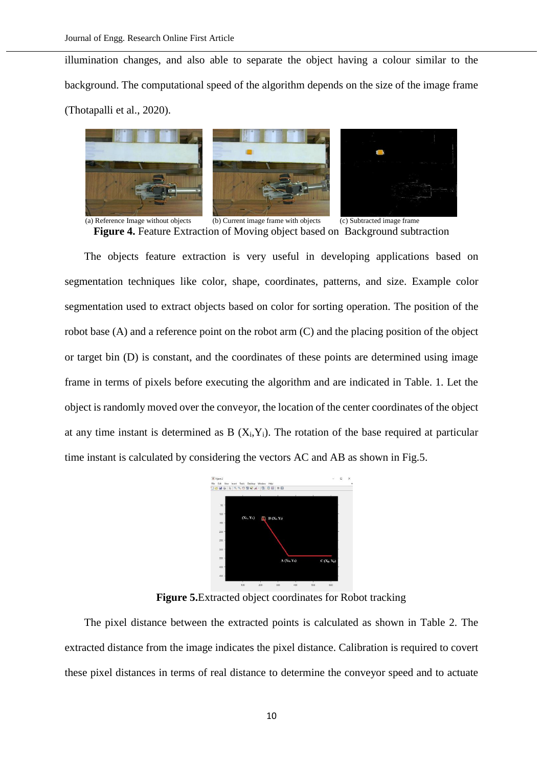illumination changes, and also able to separate the object having a colour similar to the background. The computational speed of the algorithm depends on the size of the image frame (Thotapalli et al., 2020).

(a) Reference Image without objects (b) Current image frame with objects (c) Subtracted image frame

**Figure 4.** Feature Extraction of Moving object based on Background subtraction

The objects feature extraction is very useful in developing applications based on segmentation techniques like color, shape, coordinates, patterns, and size. Example color segmentation used to extract objects based on color for sorting operation. The position of the robot base (A) and a reference point on the robot arm (C) and the placing position of the object or target bin (D) is constant, and the coordinates of these points are determined using image frame in terms of pixels before executing the algorithm and are indicated in Table. 1. Let the object is randomly moved over the conveyor, the location of the center coordinates of the object at any time instant is determined as B ($X_i$,$Y_i$). The rotation of the base required at particular time instant is calculated by considering the vectors AC and AB as shown in Fig.5.

**Figure 5.**Extracted object coordinates for Robot tracking

The pixel distance between the extracted points is calculated as shown in Table 2. The extracted distance from the image indicates the pixel distance. Calibration is required to covert these pixel distances in terms of real distance to determine the conveyor speed and to actuate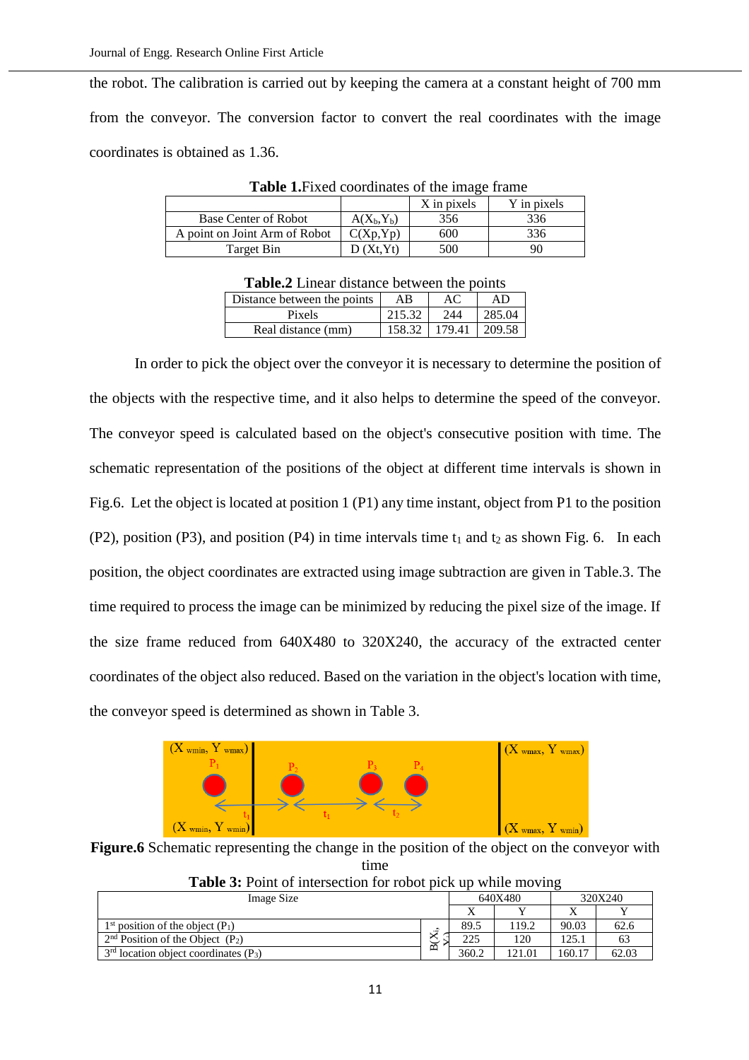the robot. The calibration is carried out by keeping the camera at a constant height of 700 mm from the conveyor. The conversion factor to convert the real coordinates with the image coordinates is obtained as 1.36.

**Table 1.**Fixed coordinates of the image frame

| | | X in pixels | Y in pixels |
|---|---|---|---|
| Base Center of Robot | $A(X_b,Y_b)$ | 356 | 336 |
| A point on Joint Arm of Robot | C(Xp,Yp) | 600 | 336 |
| Target Bin | D (Xt,Yt) | 500 | 90 |

**Table.2** Linear distance between the points

| Distance between the points | AB | AC | AD |
|---|---|---|---|
| Pixels | 215.32 | 244 | 285.04 |
| Real distance (mm) | 158.32 | 179.41 | 209.58 |

In order to pick the object over the conveyor it is necessary to determine the position of the objects with the respective time, and it also helps to determine the speed of the conveyor. The conveyor speed is calculated based on the object's consecutive position with time. The schematic representation of the positions of the object at different time intervals is shown in Fig.6. Let the object is located at position 1 (P1) any time instant, object from P1 to the position (P2), position (P3), and position (P4) in time intervals time $t_1$ and $t_2$ as shown Fig. 6. In each position, the object coordinates are extracted using image subtraction are given in Table.3. The time required to process the image can be minimized by reducing the pixel size of the image. If the size frame reduced from 640X480 to 320X240, the accuracy of the extracted center coordinates of the object also reduced. Based on the variation in the object's location with time, the conveyor speed is determined as shown in Table 3.

**Figure.6** Schematic representing the change in the position of the object on the conveyor with time

**Table 3:** Point of intersection for robot pick up while moving

| Image Size | | 640X480 | | 320X240 | |
|---|---|---|---|---|---|
| | | X | Y | X | Y |
| 1[st] position of the object ($P_1$) | B(X, Y) | 89.5 | 119.2 | 90.03 | 62.6 |
| 2[nd] Position of the Object ($P_2$) | | 225 | 120 | 125.1 | 63 |
| 3[rd] location object coordinates ($P_3$) | | 360.2 | 121.01 | 160.17 | 62.03 |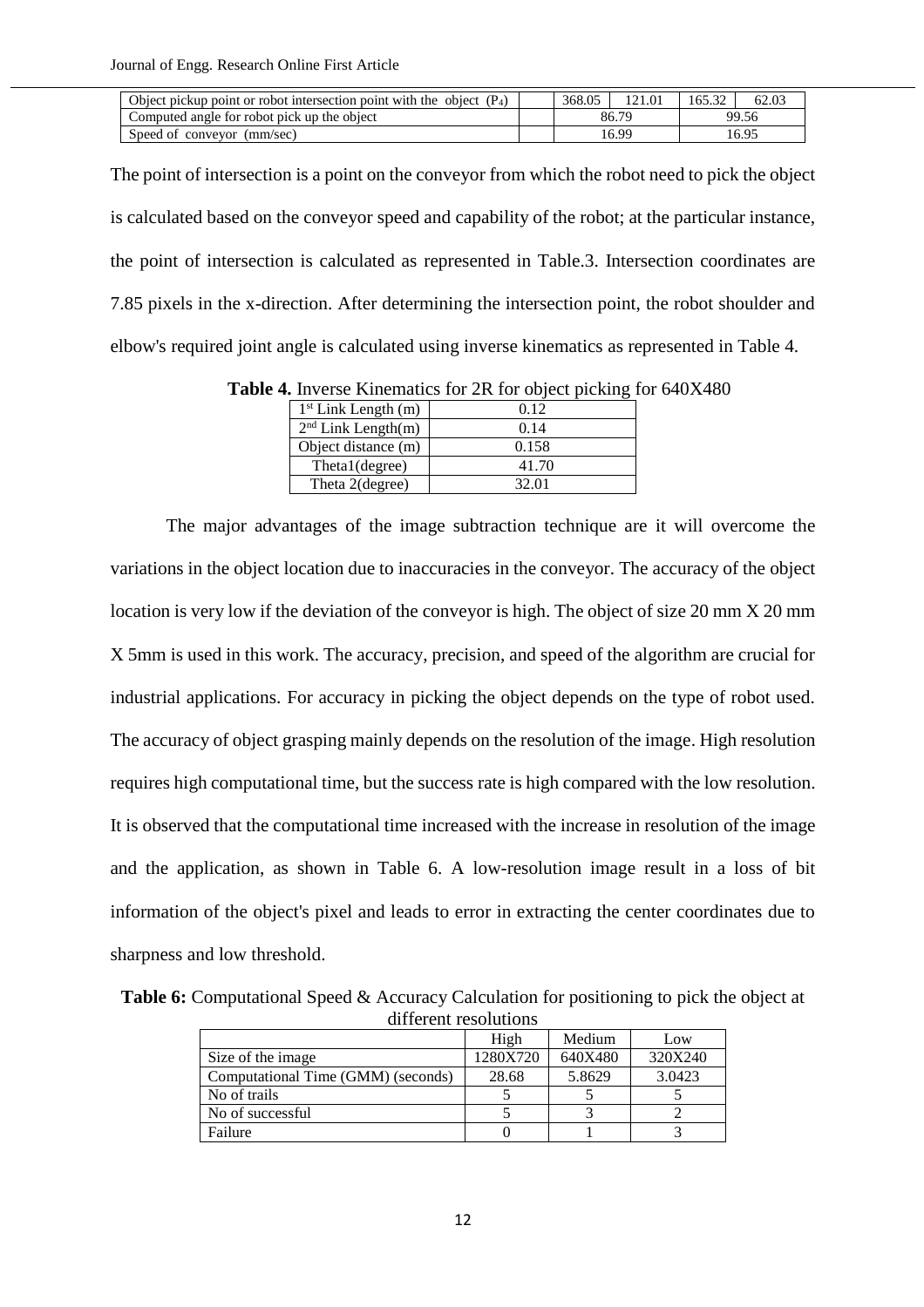| Object pickup point or robot intersection point with the object ($P_4$) | | 368.05 | 121.01 | 165.32 | 62.03 |
|---|---|---|---|---|---|
| Computed angle for robot pick up the object | | 86.79 | | 99.56 | |
| Speed of conveyor (mm/sec) | | 16.99 | | 16.95 | |

The point of intersection is a point on the conveyor from which the robot need to pick the object is calculated based on the conveyor speed and capability of the robot; at the particular instance, the point of intersection is calculated as represented in Table.3. Intersection coordinates are 7.85 pixels in the x-direction. After determining the intersection point, the robot shoulder and elbow's required joint angle is calculated using inverse kinematics as represented in Table 4.

**Table 4.** Inverse Kinematics for 2R for object picking for 640X480

| | |
|---|---|
| 1st Link Length (m) | 0.12 |
| 2nd Link Length(m) | 0.14 |
| Object distance (m) | 0.158 |
| Theta1(degree) | 41.70 |
| Theta 2(degree) | 32.01 |

The major advantages of the image subtraction technique are it will overcome the variations in the object location due to inaccuracies in the conveyor. The accuracy of the object location is very low if the deviation of the conveyor is high. The object of size 20 mm X 20 mm X 5mm is used in this work. The accuracy, precision, and speed of the algorithm are crucial for industrial applications. For accuracy in picking the object depends on the type of robot used. The accuracy of object grasping mainly depends on the resolution of the image. High resolution requires high computational time, but the success rate is high compared with the low resolution. It is observed that the computational time increased with the increase in resolution of the image and the application, as shown in Table 6. A low-resolution image result in a loss of bit information of the object's pixel and leads to error in extracting the center coordinates due to sharpness and low threshold.

**Table 6:** Computational Speed & Accuracy Calculation for positioning to pick the object at different resolutions

| | High | Medium | Low |
|---|---|---|---|
| Size of the image | 1280X720 | 640X480 | 320X240 |
| Computational Time (GMM) (seconds) | 28.68 | 5.8629 | 3.0423 |
| No of trails | 5 | 5 | 5 |
| No of successful | 5 | 3 | 2 |
| Failure | 0 | 1 | 3 |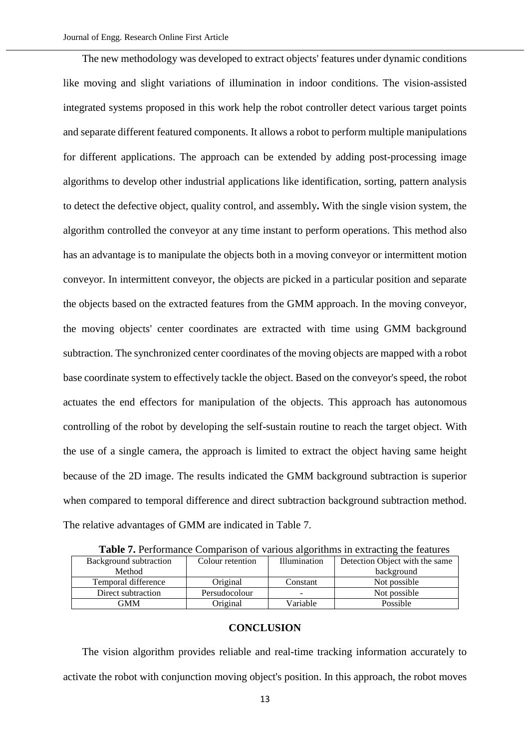The new methodology was developed to extract objects' features under dynamic conditions like moving and slight variations of illumination in indoor conditions. The vision-assisted integrated systems proposed in this work help the robot controller detect various target points and separate different featured components. It allows a robot to perform multiple manipulations for different applications. The approach can be extended by adding post-processing image algorithms to develop other industrial applications like identification, sorting, pattern analysis to detect the defective object, quality control, and assembly**.** With the single vision system, the algorithm controlled the conveyor at any time instant to perform operations. This method also has an advantage is to manipulate the objects both in a moving conveyor or intermittent motion conveyor. In intermittent conveyor, the objects are picked in a particular position and separate the objects based on the extracted features from the GMM approach. In the moving conveyor, the moving objects' center coordinates are extracted with time using GMM background subtraction. The synchronized center coordinates of the moving objects are mapped with a robot base coordinate system to effectively tackle the object. Based on the conveyor's speed, the robot actuates the end effectors for manipulation of the objects. This approach has autonomous controlling of the robot by developing the self-sustain routine to reach the target object. With the use of a single camera, the approach is limited to extract the object having same height because of the 2D image. The results indicated the GMM background subtraction is superior when compared to temporal difference and direct subtraction background subtraction method. The relative advantages of GMM are indicated in Table 7.

**Table 7.** Performance Comparison of various algorithms in extracting the features

| Background subtraction Method | Colour retention | Illumination | Detection Object with the same background |
|---|---|---|---|
| Temporal difference | Original | Constant | Not possible |
| Direct subtraction | Persudocolour | - | Not possible |
| GMM | Original | Variable | Possible |

## CONCLUSION

The vision algorithm provides reliable and real-time tracking information accurately to activate the robot with conjunction moving object's position. In this approach, the robot moves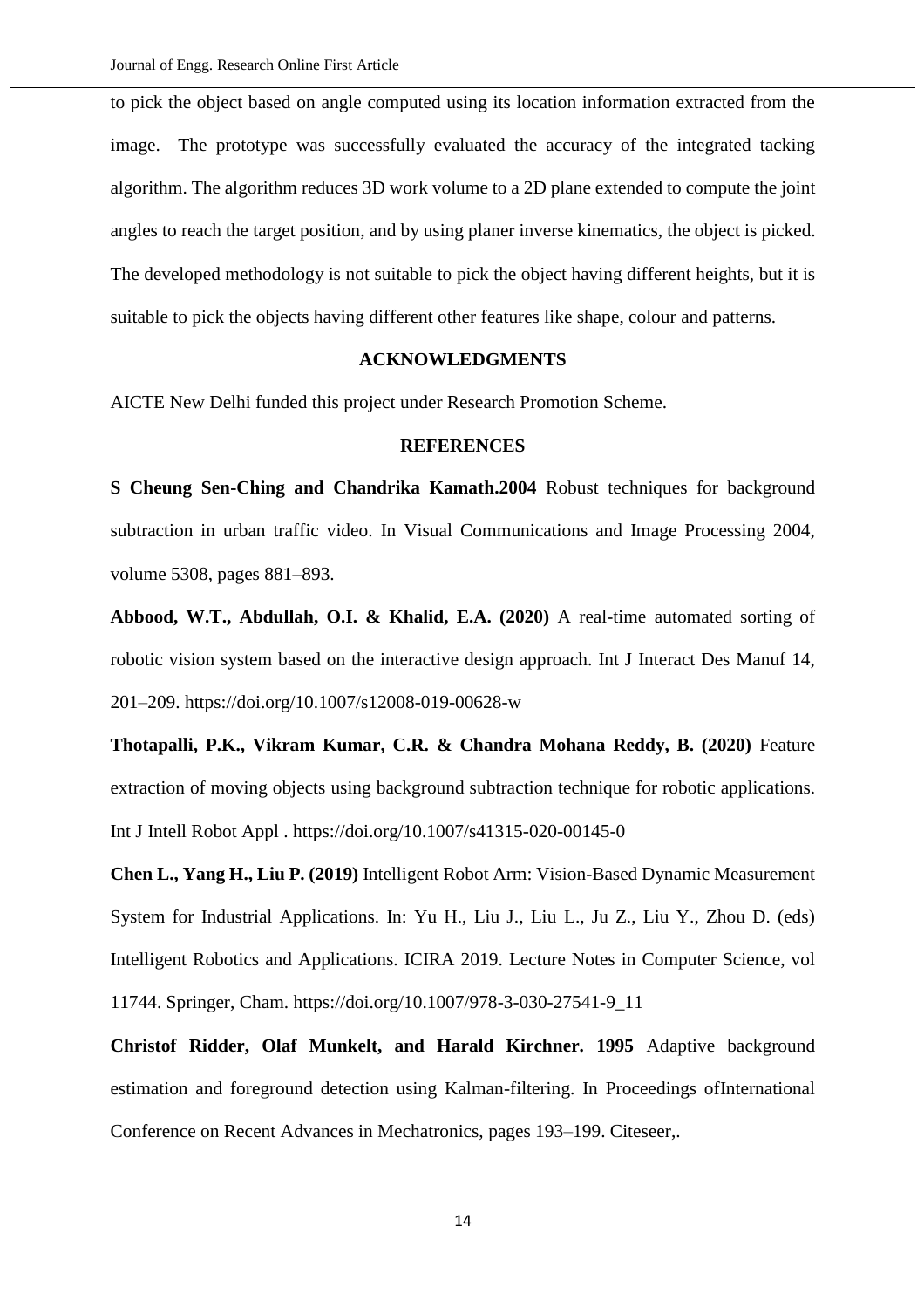to pick the object based on angle computed using its location information extracted from the image. The prototype was successfully evaluated the accuracy of the integrated tacking algorithm. The algorithm reduces 3D work volume to a 2D plane extended to compute the joint angles to reach the target position, and by using planer inverse kinematics, the object is picked. The developed methodology is not suitable to pick the object having different heights, but it is suitable to pick the objects having different other features like shape, colour and patterns.

## ACKNOWLEDGMENTS

AICTE New Delhi funded this project under Research Promotion Scheme.

## REFERENCES

**S Cheung Sen-Ching and Chandrika Kamath.2004** Robust techniques for background subtraction in urban traffic video. In Visual Communications and Image Processing 2004, volume 5308, pages 881–893.

**Abbood, W.T., Abdullah, O.I. & Khalid, E.A. (2020)** A real-time automated sorting of robotic vision system based on the interactive design approach. Int J Interact Des Manuf 14, 201–209. https://doi.org/10.1007/s12008-019-00628-w

**Thotapalli, P.K., Vikram Kumar, C.R. & Chandra Mohana Reddy, B. (2020)** Feature extraction of moving objects using background subtraction technique for robotic applications. Int J Intell Robot Appl . https://doi.org/10.1007/s41315-020-00145-0

**Chen L., Yang H., Liu P. (2019)** Intelligent Robot Arm: Vision-Based Dynamic Measurement System for Industrial Applications. In: Yu H., Liu J., Liu L., Ju Z., Liu Y., Zhou D. (eds) Intelligent Robotics and Applications. ICIRA 2019. Lecture Notes in Computer Science, vol 11744. Springer, Cham. https://doi.org/10.1007/978-3-030-27541-9_11

**Christof Ridder, Olaf Munkelt, and Harald Kirchner. 1995** Adaptive background estimation and foreground detection using Kalman-filtering. In Proceedings ofInternational Conference on Recent Advances in Mechatronics, pages 193–199. Citeseer,.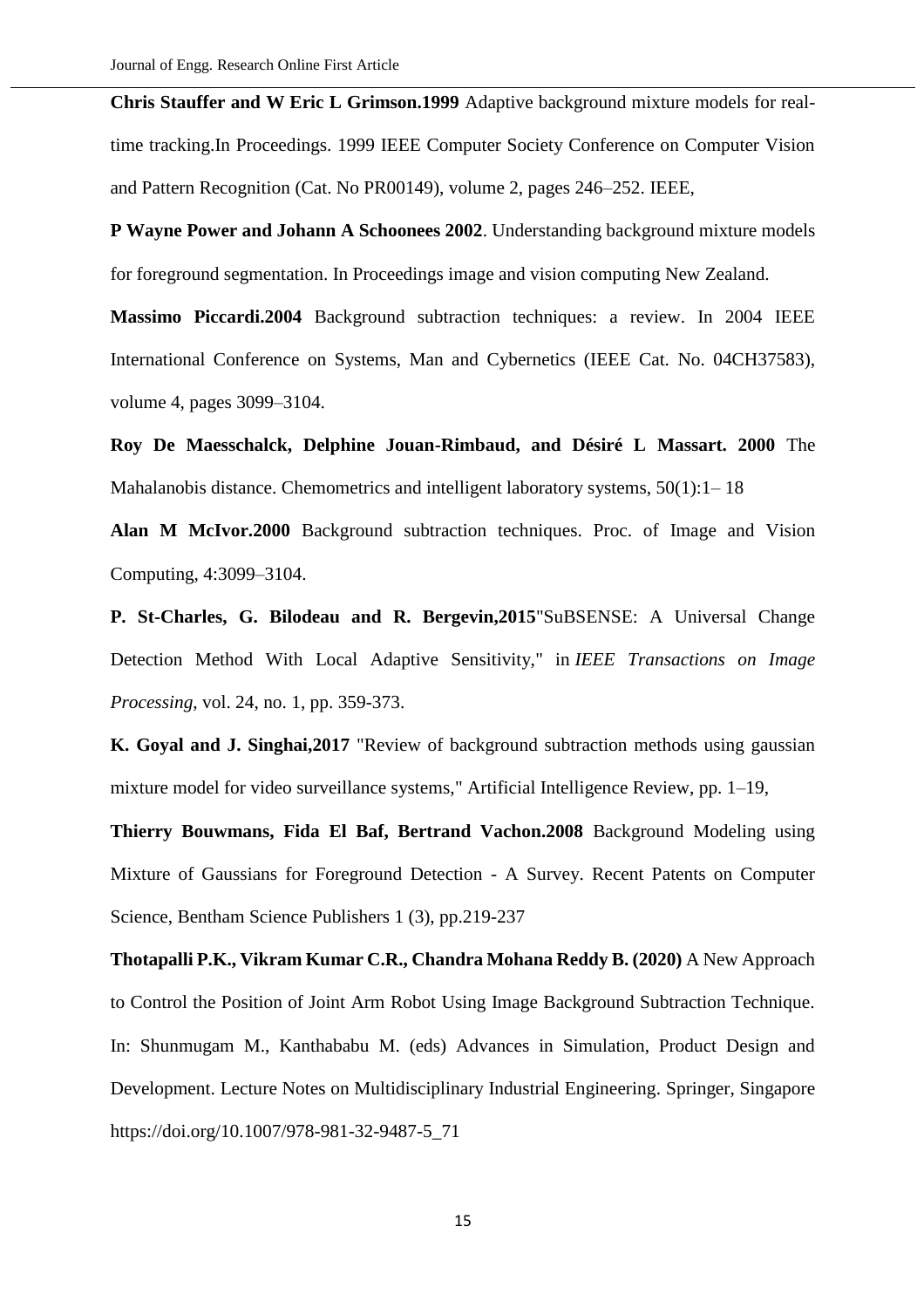**Chris Stauffer and W Eric L Grimson.1999** Adaptive background mixture models for real-time tracking.In Proceedings. 1999 IEEE Computer Society Conference on Computer Vision and Pattern Recognition (Cat. No PR00149), volume 2, pages 246–252. IEEE,

**P Wayne Power and Johann A Schoonees 2002**. Understanding background mixture models for foreground segmentation. In Proceedings image and vision computing New Zealand.

**Massimo Piccardi.2004** Background subtraction techniques: a review. In 2004 IEEE International Conference on Systems, Man and Cybernetics (IEEE Cat. No. 04CH37583), volume 4, pages 3099–3104.

**Roy De Maesschalck, Delphine Jouan-Rimbaud, and Désiré L Massart. 2000** The Mahalanobis distance. Chemometrics and intelligent laboratory systems, 50(1):1– 18

**Alan M McIvor.2000** Background subtraction techniques. Proc. of Image and Vision Computing, 4:3099–3104.

**P. St-Charles, G. Bilodeau and R. Bergevin,2015**"SuBSENSE: A Universal Change Detection Method With Local Adaptive Sensitivity," in *IEEE Transactions on Image Processing*, vol. 24, no. 1, pp. 359-373.

**K. Goyal and J. Singhai,2017** "Review of background subtraction methods using gaussian mixture model for video surveillance systems," Artificial Intelligence Review, pp. 1–19,

**Thierry Bouwmans, Fida El Baf, Bertrand Vachon.2008** Background Modeling using Mixture of Gaussians for Foreground Detection - A Survey. Recent Patents on Computer Science, Bentham Science Publishers 1 (3), pp.219-237

**Thotapalli P.K., Vikram Kumar C.R., Chandra Mohana Reddy B. (2020)** A New Approach to Control the Position of Joint Arm Robot Using Image Background Subtraction Technique. In: Shunmugam M., Kanthababu M. (eds) Advances in Simulation, Product Design and Development. Lecture Notes on Multidisciplinary Industrial Engineering. Springer, Singapore https://doi.org/10.1007/978-981-32-9487-5_71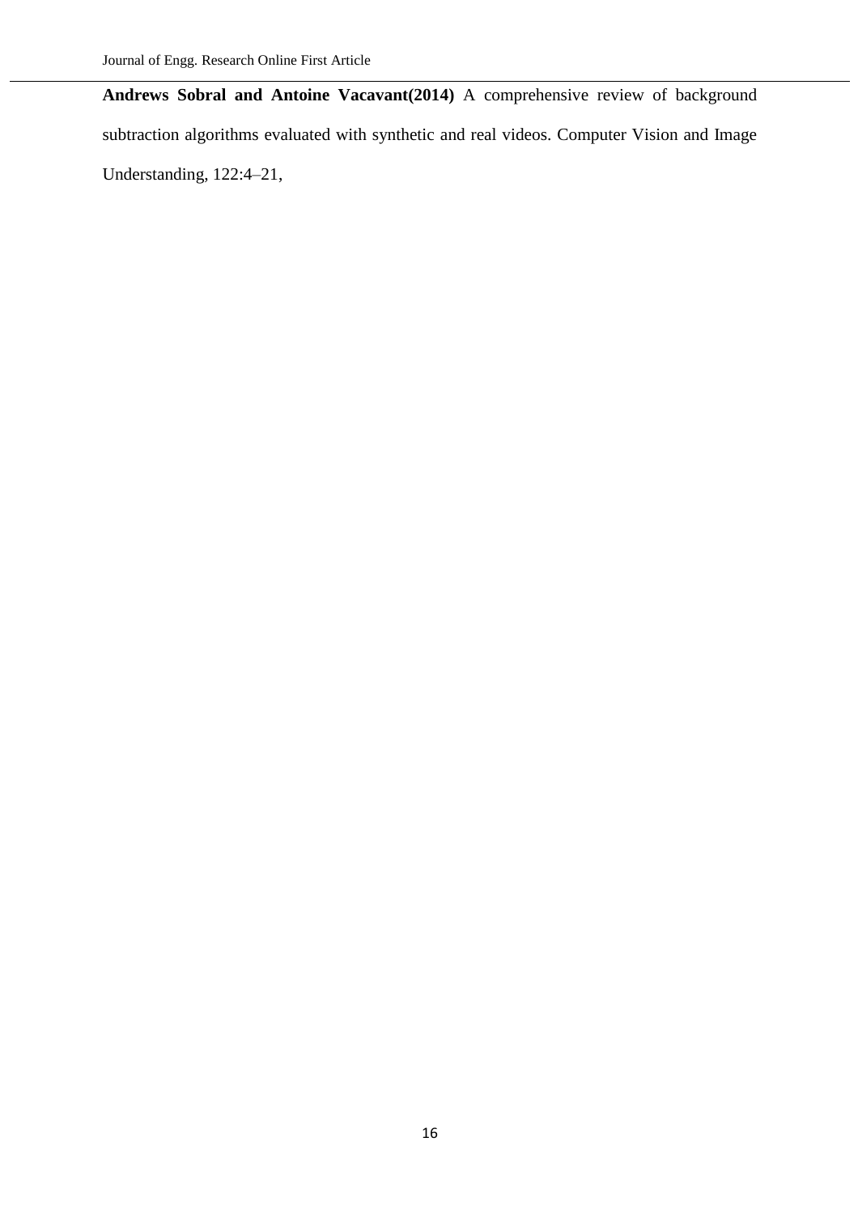**Andrews Sobral and Antoine Vacavant(2014)** A comprehensive review of background subtraction algorithms evaluated with synthetic and real videos. Computer Vision and Image Understanding, 122:4–21,